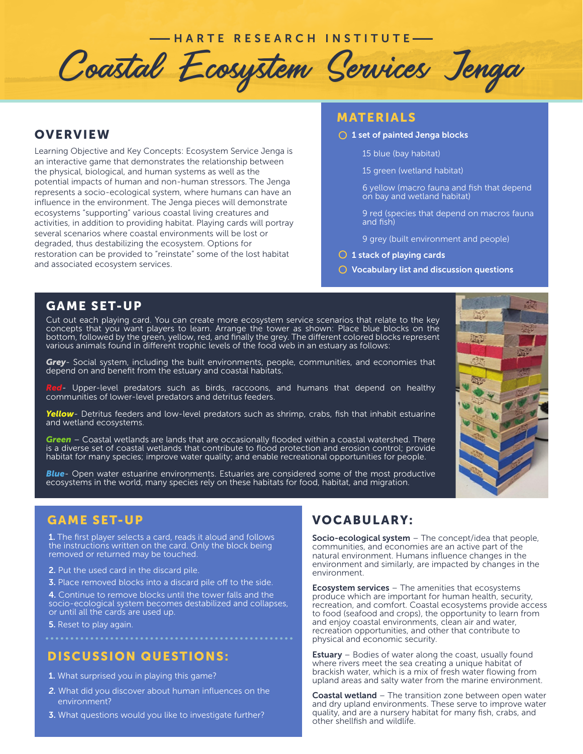HARTE RESEARCH INSTITUTE

# Coastal Ecosystem Services Jenga

## OVERVIEW

Learning Objective and Key Concepts: Ecosystem Service Jenga is an interactive game that demonstrates the relationship between the physical, biological, and human systems as well as the potential impacts of human and non-human stressors. The Jenga represents a socio-ecological system, where humans can have an influence in the environment. The Jenga pieces will demonstrate ecosystems "supporting" various coastal living creatures and activities, in addition to providing habitat. Playing cards will portray several scenarios where coastal environments will be lost or degraded, thus destabilizing the ecosystem. Options for restoration can be provided to "reinstate" some of the lost habitat and associated ecosystem services.

## MATERIALS

- **1 set of painted Jenga blocks**
  - 15 blue (bay habitat)
  - 15 green (wetland habitat)
  - 6 yellow (macro fauna and fish that depend on bay and wetland habitat)
  - 9 red (species that depend on macros fauna and fish)
  - 9 grey (built environment and people)
- **1 stack of playing cards**
- **Vocabulary list and discussion questions**

## GAME SET-UP

Cut out each playing card. You can create more ecosystem service scenarios that relate to the key concepts that you want players to learn. Arrange the tower as shown: Place blue blocks on the bottom, followed by the green, yellow, red, and finally the grey. The different colored blocks represent various animals found in different trophic levels of the food web in an estuary as follows:

***Grey***- Social system, including the built environments, people, communities, and economies that depend on and benefit from the estuary and coastal habitats.

***Red***- Upper-level predators such as birds, raccoons, and humans that depend on healthy communities of lower-level predators and detritus feeders.

***Yellow***- Detritus feeders and low-level predators such as shrimp, crabs, fish that inhabit estuarine and wetland ecosystems.

***Green*** – Coastal wetlands are lands that are occasionally flooded within a coastal watershed. There is a diverse set of coastal wetlands that contribute to flood protection and erosion control; provide habitat for many species; improve water quality; and enable recreational opportunities for people.

***Blue***- Open water estuarine environments. Estuaries are considered some of the most productive ecosystems in the world, many species rely on these habitats for food, habitat, and migration.

## GAME SET-UP

1. The first player selects a card, reads it aloud and follows the instructions written on the card. Only the block being removed or returned may be touched.
2. Put the used card in the discard pile.
3. Place removed blocks into a discard pile off to the side.
4. Continue to remove blocks until the tower falls and the socio-ecological system becomes destabilized and collapses, or until all the cards are used up.
5. Reset to play again.

## DISCUSSION QUESTIONS:

1. What surprised you in playing this game?
2. What did you discover about human influences on the environment?
3. What questions would you like to investigate further?

## VOCABULARY:

**Socio-ecological system** – The concept/idea that people, communities, and economies are an active part of the natural environment. Humans influence changes in the environment and similarly, are impacted by changes in the environment.

**Ecosystem services** – The amenities that ecosystems produce which are important for human health, security, recreation, and comfort. Coastal ecosystems provide access to food (seafood and crops), the opportunity to learn from and enjoy coastal environments, clean air and water, recreation opportunities, and other that contribute to physical and economic security.

**Estuary** – Bodies of water along the coast, usually found where rivers meet the sea creating a unique habitat of brackish water, which is a mix of fresh water flowing from upland areas and salty water from the marine environment.

**Coastal wetland** – The transition zone between open water and dry upland environments. These serve to improve water quality, and are a nursery habitat for many fish, crabs, and other shellfish and wildlife.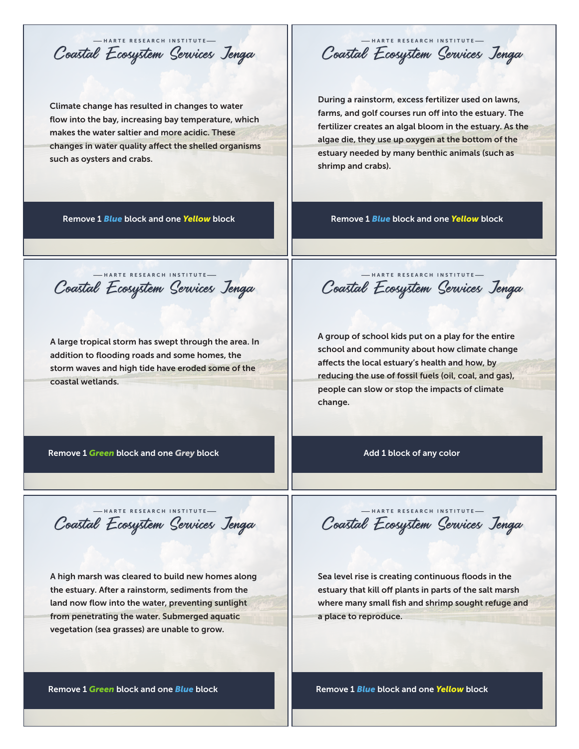HARTE RESEARCH INSTITUTE

## Coastal Ecosystem Services Jenga

Climate change has resulted in changes to water flow into the bay, increasing bay temperature, which makes the water saltier and more acidic. These changes in water quality affect the shelled organisms such as oysters and crabs.

**Remove 1 *Blue* block and one *Yellow* block**

---

HARTE RESEARCH INSTITUTE

## Coastal Ecosystem Services Jenga

During a rainstorm, excess fertilizer used on lawns, farms, and golf courses run off into the estuary. The fertilizer creates an algal bloom in the estuary. As the algae die, they use up oxygen at the bottom of the estuary needed by many benthic animals (such as shrimp and crabs).

**Remove 1 *Blue* block and one *Yellow* block**

---

HARTE RESEARCH INSTITUTE

## Coastal Ecosystem Services Jenga

A large tropical storm has swept through the area. In addition to flooding roads and some homes, the storm waves and high tide have eroded some of the coastal wetlands.

**Remove 1 *Green* block and one *Grey* block**

---

HARTE RESEARCH INSTITUTE

## Coastal Ecosystem Services Jenga

A group of school kids put on a play for the entire school and community about how climate change affects the local estuary's health and how, by reducing the use of fossil fuels (oil, coal, and gas), people can slow or stop the impacts of climate change.

**Add 1 block of any color**

---

HARTE RESEARCH INSTITUTE

## Coastal Ecosystem Services Jenga

A high marsh was cleared to build new homes along the estuary. After a rainstorm, sediments from the land now flow into the water, preventing sunlight from penetrating the water. Submerged aquatic vegetation (sea grasses) are unable to grow.

**Remove 1 *Green* block and one *Blue* block**

---

HARTE RESEARCH INSTITUTE

## Coastal Ecosystem Services Jenga

Sea level rise is creating continuous floods in the estuary that kill off plants in parts of the salt marsh where many small fish and shrimp sought refuge and a place to reproduce.

**Remove 1 *Blue* block and one *Yellow* block**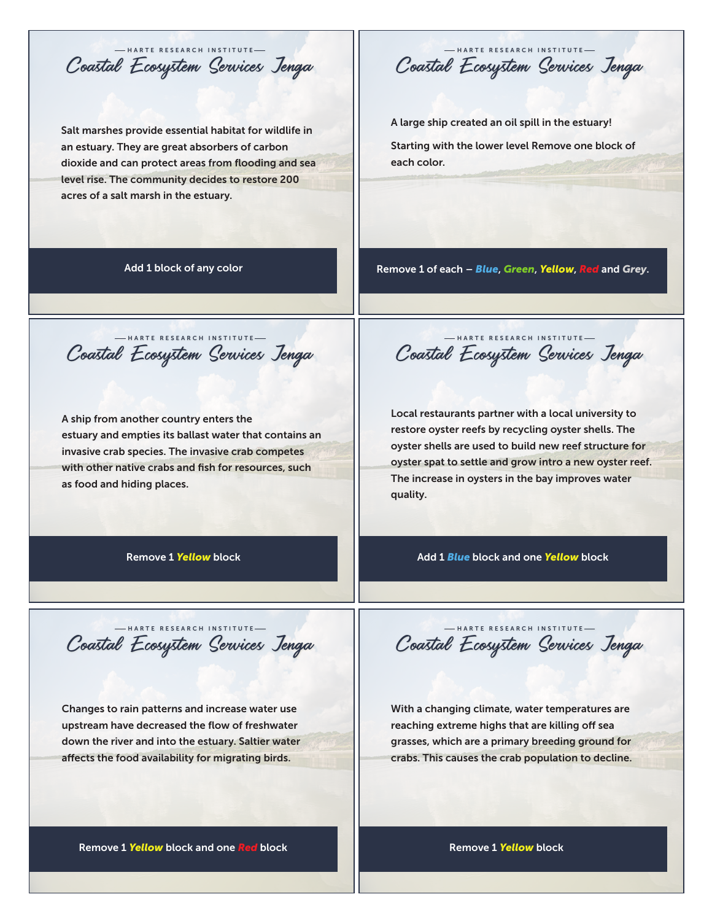HARTE RESEARCH INSTITUTE

## Coastal Ecosystem Services Jenga

Salt marshes provide essential habitat for wildlife in an estuary. They are great absorbers of carbon dioxide and can protect areas from flooding and sea level rise. The community decides to restore 200 acres of a salt marsh in the estuary.

**Add 1 block of any color**

---

HARTE RESEARCH INSTITUTE

## Coastal Ecosystem Services Jenga

A large ship created an oil spill in the estuary!

Starting with the lower level Remove one block of each color.

**Remove 1 of each – *Blue*, *Green*, *Yellow*, *Red* and *Grey*.**

---

HARTE RESEARCH INSTITUTE

## Coastal Ecosystem Services Jenga

A ship from another country enters the estuary and empties its ballast water that contains an invasive crab species. The invasive crab competes with other native crabs and fish for resources, such as food and hiding places.

**Remove 1 *Yellow* block**

---

HARTE RESEARCH INSTITUTE

## Coastal Ecosystem Services Jenga

Local restaurants partner with a local university to restore oyster reefs by recycling oyster shells. The oyster shells are used to build new reef structure for oyster spat to settle and grow intro a new oyster reef. The increase in oysters in the bay improves water quality.

**Add 1 *Blue* block and one *Yellow* block**

---

HARTE RESEARCH INSTITUTE

## Coastal Ecosystem Services Jenga

Changes to rain patterns and increase water use upstream have decreased the flow of freshwater down the river and into the estuary. Saltier water affects the food availability for migrating birds.

**Remove 1 *Yellow* block and one *Red* block**

---

HARTE RESEARCH INSTITUTE

## Coastal Ecosystem Services Jenga

With a changing climate, water temperatures are reaching extreme highs that are killing off sea grasses, which are a primary breeding ground for crabs. This causes the crab population to decline.

**Remove 1 *Yellow* block**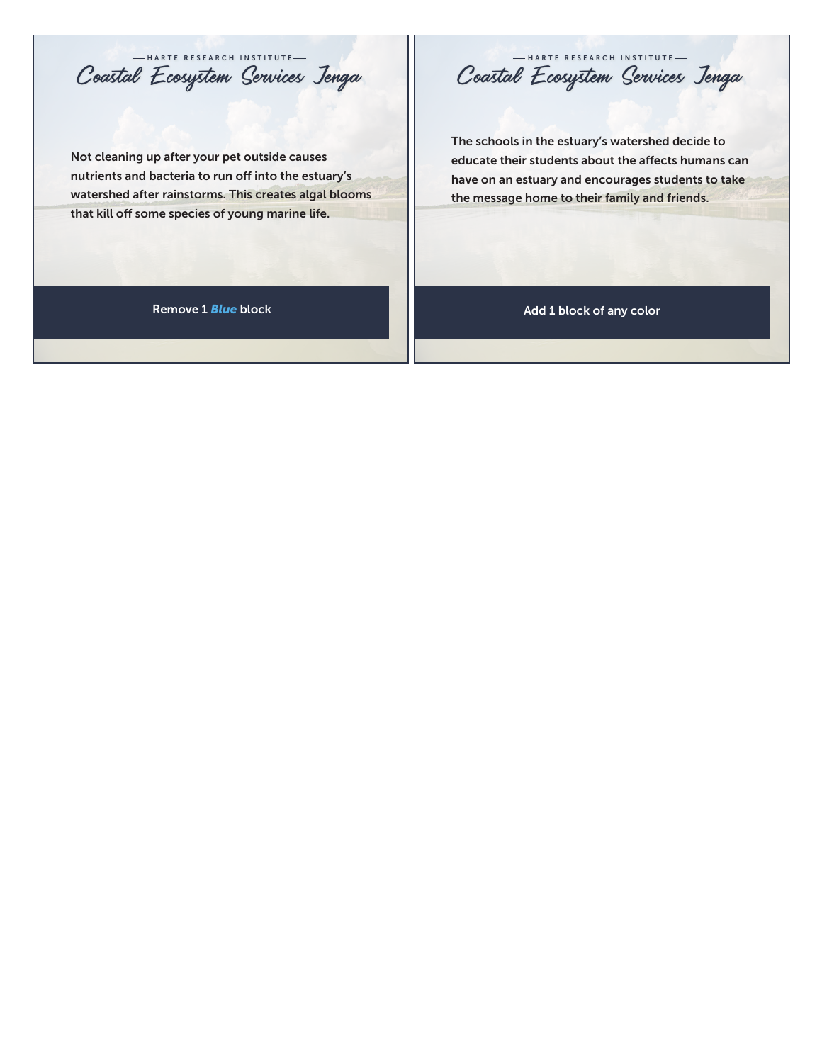HARTE RESEARCH INSTITUTE

## Coastal Ecosystem Services Jenga

Not cleaning up after your pet outside causes nutrients and bacteria to run off into the estuary's watershed after rainstorms. This creates algal blooms that kill off some species of young marine life.

**Remove 1 *Blue* block**

HARTE RESEARCH INSTITUTE

## Coastal Ecosystem Services Jenga

The schools in the estuary's watershed decide to educate their students about the affects humans can have on an estuary and encourages students to take the message home to their family and friends.

**Add 1 block of any color**